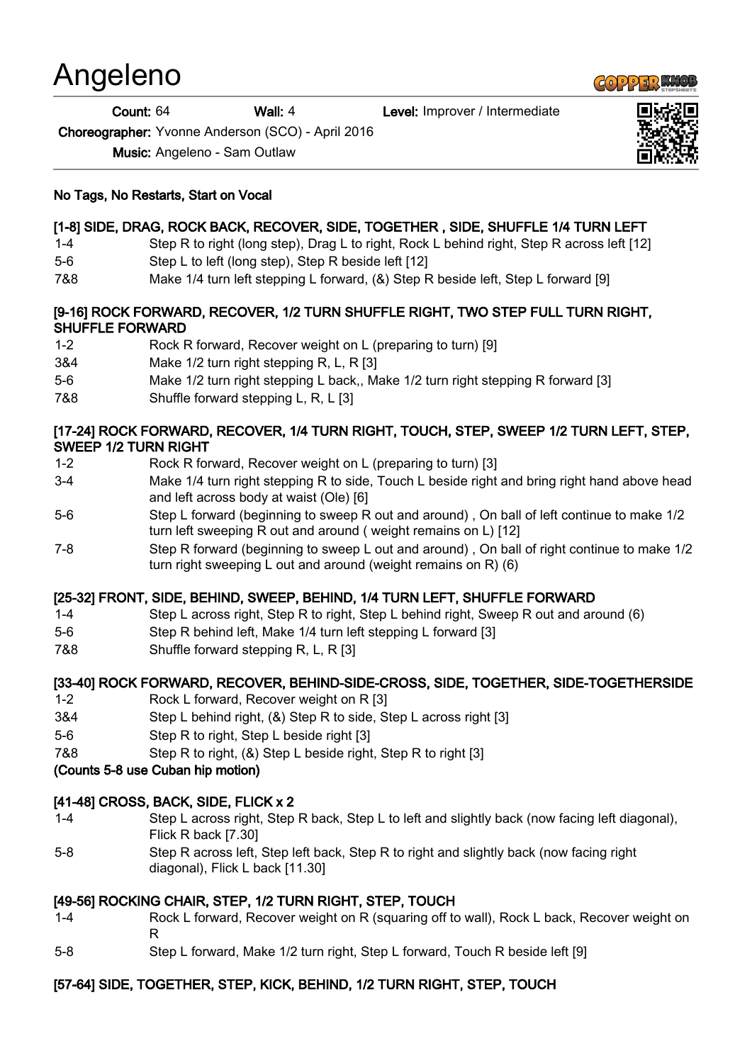# Angeleno

**Count:** 64 **Wall:** 4 **Level:** Improver / Intermediate

**Choreographer:** Yvonne Anderson (SCO) - April 2016

**Music:** Angeleno - Sam Outlaw

**No Tags, No Restarts, Start on Vocal**

**[1-8] SIDE, DRAG, ROCK BACK, RECOVER, SIDE, TOGETHER , SIDE, SHUFFLE 1/4 TURN LEFT**

| | |
|---|---|
| 1-4 | Step R to right (long step), Drag L to right, Rock L behind right, Step R across left [12] |
| 5-6 | Step L to left (long step), Step R beside left [12] |
| 7&8 | Make 1/4 turn left stepping L forward, (&) Step R beside left, Step L forward [9] |

**[9-16] ROCK FORWARD, RECOVER, 1/2 TURN SHUFFLE RIGHT, TWO STEP FULL TURN RIGHT, SHUFFLE FORWARD**

| | |
|---|---|
| 1-2 | Rock R forward, Recover weight on L (preparing to turn) [9] |
| 3&4 | Make 1/2 turn right stepping R, L, R [3] |
| 5-6 | Make 1/2 turn right stepping L back,, Make 1/2 turn right stepping R forward [3] |
| 7&8 | Shuffle forward stepping L, R, L [3] |

**[17-24] ROCK FORWARD, RECOVER, 1/4 TURN RIGHT, TOUCH, STEP, SWEEP 1/2 TURN LEFT, STEP, SWEEP 1/2 TURN RIGHT**

| | |
|---|---|
| 1-2 | Rock R forward, Recover weight on L (preparing to turn) [3] |
| 3-4 | Make 1/4 turn right stepping R to side, Touch L beside right and bring right hand above head and left across body at waist (Ole) [6] |
| 5-6 | Step L forward (beginning to sweep R out and around) , On ball of left continue to make 1/2 turn left sweeping R out and around ( weight remains on L) [12] |
| 7-8 | Step R forward (beginning to sweep L out and around) , On ball of right continue to make 1/2 turn right sweeping L out and around (weight remains on R) (6) |

**[25-32] FRONT, SIDE, BEHIND, SWEEP, BEHIND, 1/4 TURN LEFT, SHUFFLE FORWARD**

| | |
|---|---|
| 1-4 | Step L across right, Step R to right, Step L behind right, Sweep R out and around (6) |
| 5-6 | Step R behind left, Make 1/4 turn left stepping L forward [3] |
| 7&8 | Shuffle forward stepping R, L, R [3] |

**[33-40] ROCK FORWARD, RECOVER, BEHIND-SIDE-CROSS, SIDE, TOGETHER, SIDE-TOGETHERSIDE**

| | |
|---|---|
| 1-2 | Rock L forward, Recover weight on R [3] |
| 3&4 | Step L behind right, (&) Step R to side, Step L across right [3] |
| 5-6 | Step R to right, Step L beside right [3] |
| 7&8 | Step R to right, (&) Step L beside right, Step R to right [3] |

**(Counts 5-8 use Cuban hip motion)**

**[41-48] CROSS, BACK, SIDE, FLICK x 2**

| | |
|---|---|
| 1-4 | Step L across right, Step R back, Step L to left and slightly back (now facing left diagonal), Flick R back [7.30] |
| 5-8 | Step R across left, Step left back, Step R to right and slightly back (now facing right diagonal), Flick L back [11.30] |

**[49-56] ROCKING CHAIR, STEP, 1/2 TURN RIGHT, STEP, TOUCH**

| | |
|---|---|
| 1-4 | Rock L forward, Recover weight on R (squaring off to wall), Rock L back, Recover weight on R |
| 5-8 | Step L forward, Make 1/2 turn right, Step L forward, Touch R beside left [9] |

**[57-64] SIDE, TOGETHER, STEP, KICK, BEHIND, 1/2 TURN RIGHT, STEP, TOUCH**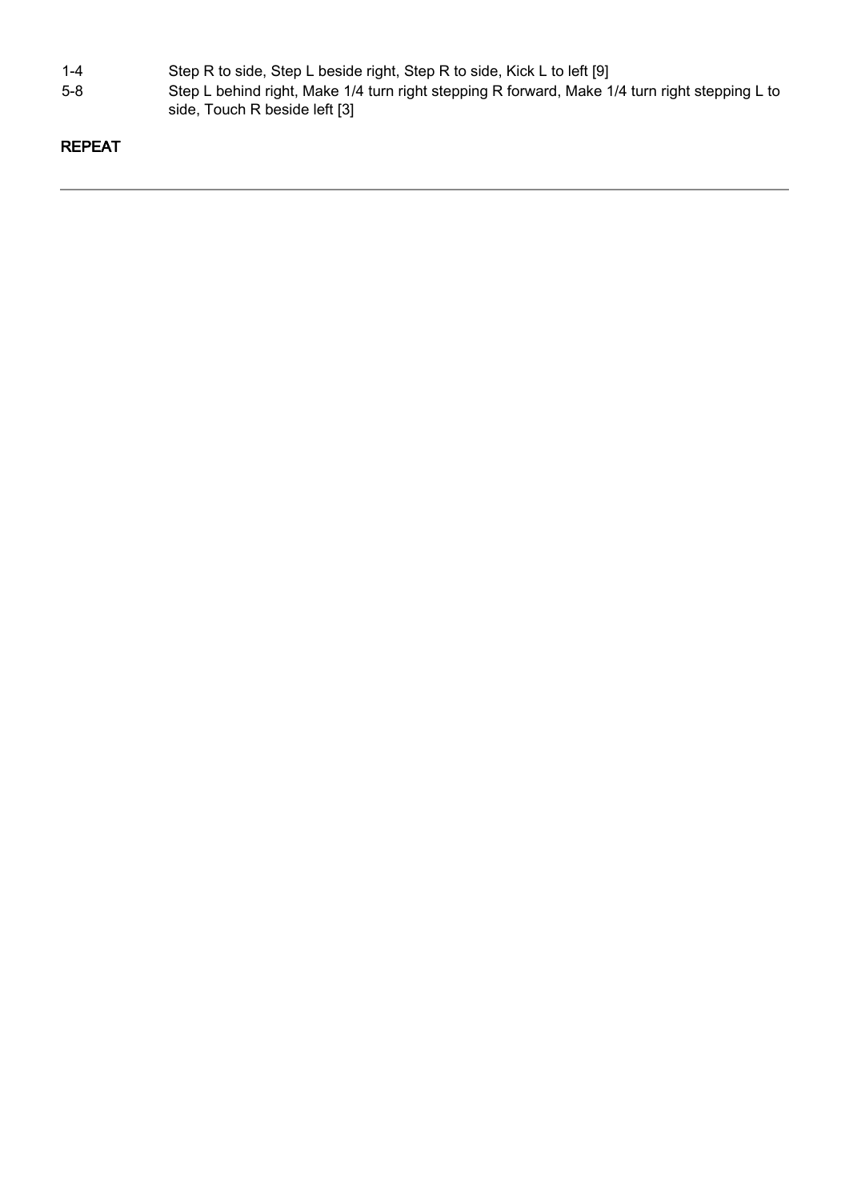| | |
|---|---|
| 1-4 | Step R to side, Step L beside right, Step R to side, Kick L to left [9] |
| 5-8 | Step L behind right, Make 1/4 turn right stepping R forward, Make 1/4 turn right stepping L to side, Touch R beside left [3] |

**REPEAT**

---